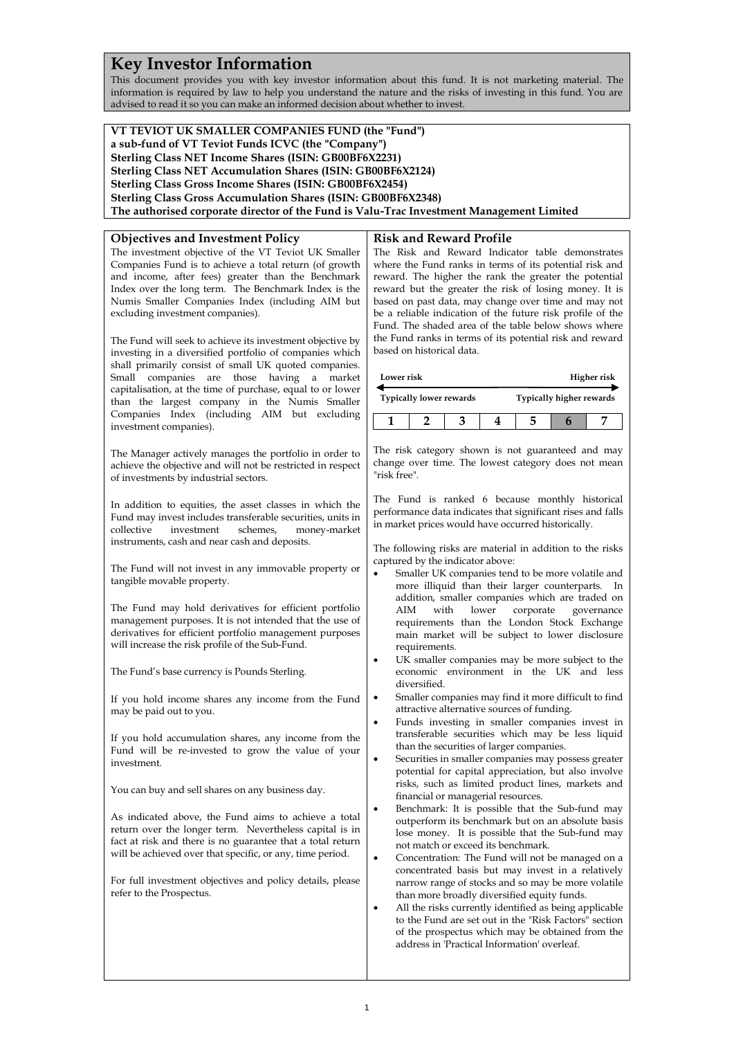# Key Investor Information

This document provides you with key investor information about this fund. It is not marketing material. The information is required by law to help you understand the nature and the risks of investing in this fund. You are advised to read it so you can make an informed decision about whether to invest.

**VT TEVIOT UK SMALLER COMPANIES FUND (the "Fund")**
**a sub-fund of VT Teviot Funds ICVC (the "Company")**
**Sterling Class NET Income Shares (ISIN: GB00BF6X2231)**
**Sterling Class NET Accumulation Shares (ISIN: GB00BF6X2124)**
**Sterling Class Gross Income Shares (ISIN: GB00BF6X2454)**
**Sterling Class Gross Accumulation Shares (ISIN: GB00BF6X2348)**
**The authorised corporate director of the Fund is Valu-Trac Investment Management Limited**

## Objectives and Investment Policy

The investment objective of the VT Teviot UK Smaller Companies Fund is to achieve a total return (of growth and income, after fees) greater than the Benchmark Index over the long term. The Benchmark Index is the Numis Smaller Companies Index (including AIM but excluding investment companies).

The Fund will seek to achieve its investment objective by investing in a diversified portfolio of companies which shall primarily consist of small UK quoted companies. Small companies are those having a market capitalisation, at the time of purchase, equal to or lower than the largest company in the Numis Smaller Companies Index (including AIM but excluding investment companies).

The Manager actively manages the portfolio in order to achieve the objective and will not be restricted in respect of investments by industrial sectors.

In addition to equities, the asset classes in which the Fund may invest includes transferable securities, units in collective investment schemes, money-market instruments, cash and near cash and deposits.

The Fund will not invest in any immovable property or tangible movable property.

The Fund may hold derivatives for efficient portfolio management purposes. It is not intended that the use of derivatives for efficient portfolio management purposes will increase the risk profile of the Sub-Fund.

The Fund's base currency is Pounds Sterling.

If you hold income shares any income from the Fund may be paid out to you.

If you hold accumulation shares, any income from the Fund will be re-invested to grow the value of your investment.

You can buy and sell shares on any business day.

As indicated above, the Fund aims to achieve a total return over the longer term. Nevertheless capital is in fact at risk and there is no guarantee that a total return will be achieved over that specific, or any, time period.

For full investment objectives and policy details, please refer to the Prospectus.

## Risk and Reward Profile

The Risk and Reward Indicator table demonstrates where the Fund ranks in terms of its potential risk and reward. The higher the rank the greater the potential reward but the greater the risk of losing money. It is based on past data, may change over time and may not be a reliable indication of the future risk profile of the Fund. The shaded area of the table below shows where the Fund ranks in terms of its potential risk and reward based on historical data.

**Lower risk** — **Higher risk**

**Typically lower rewards** — **Typically higher rewards**

| 1 | 2 | 3 | 4 | 5 | 6 | 7 |
|---|---|---|---|---|---|---|

The risk category shown is not guaranteed and may change over time. The lowest category does not mean "risk free".

The Fund is ranked 6 because monthly historical performance data indicates that significant rises and falls in market prices would have occurred historically.

The following risks are material in addition to the risks captured by the indicator above:

- Smaller UK companies tend to be more volatile and more illiquid than their larger counterparts. In addition, smaller companies which are traded on AIM with lower corporate governance requirements than the London Stock Exchange main market will be subject to lower disclosure requirements.
- UK smaller companies may be more subject to the economic environment in the UK and less diversified.
- Smaller companies may find it more difficult to find attractive alternative sources of funding.
- Funds investing in smaller companies invest in transferable securities which may be less liquid than the securities of larger companies.
- Securities in smaller companies may possess greater potential for capital appreciation, but also involve risks, such as limited product lines, markets and financial or managerial resources.
- Benchmark: It is possible that the Sub-fund may outperform its benchmark but on an absolute basis lose money. It is possible that the Sub-fund may not match or exceed its benchmark.
- Concentration: The Fund will not be managed on a concentrated basis but may invest in a relatively narrow range of stocks and so may be more volatile than more broadly diversified equity funds.
- All the risks currently identified as being applicable to the Fund are set out in the "Risk Factors" section of the prospectus which may be obtained from the address in 'Practical Information' overleaf.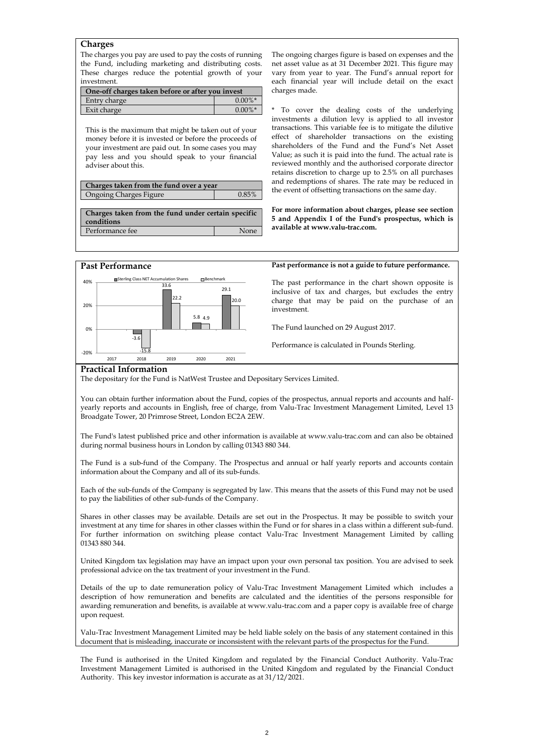## Charges

The charges you pay are used to pay the costs of running the Fund, including marketing and distributing costs. These charges reduce the potential growth of your investment.

| One-off charges taken before or after you invest | |
|---|---|
| Entry charge | 0.00%* |
| Exit charge | 0.00%* |

This is the maximum that might be taken out of your money before it is invested or before the proceeds of your investment are paid out. In some cases you may pay less and you should speak to your financial adviser about this.

| Charges taken from the fund over a year | |
|---|---|
| Ongoing Charges Figure | 0.85% |

| Charges taken from the fund under certain specific conditions | |
|---|---|
| Performance fee | None |

The ongoing charges figure is based on expenses and the net asset value as at 31 December 2021. This figure may vary from year to year. The Fund's annual report for each financial year will include detail on the exact charges made.

* To cover the dealing costs of the underlying investments a dilution levy is applied to all investor transactions. This variable fee is to mitigate the dilutive effect of shareholder transactions on the existing shareholders of the Fund and the Fund's Net Asset Value; as such it is paid into the fund. The actual rate is reviewed monthly and the authorised corporate director retains discretion to charge up to 2.5% on all purchases and redemptions of shares. The rate may be reduced in the event of offsetting transactions on the same day.

**For more information about charges, please see section 5 and Appendix I of the Fund's prospectus, which is available at www.valu-trac.com.**

## Past Performance

Sterling Class NET Accumulation Shares
Benchmark

40%
20%
0%
-20%

2017
2018
2019
2020
2021

-3.6
-15.8
33.6
22.2
5.8
4.9
29.1
20.0

**Past performance is not a guide to future performance.**

The past performance in the chart shown opposite is inclusive of tax and charges, but excludes the entry charge that may be paid on the purchase of an investment.

The Fund launched on 29 August 2017.

Performance is calculated in Pounds Sterling.

## Practical Information

The depositary for the Fund is NatWest Trustee and Depositary Services Limited.

You can obtain further information about the Fund, copies of the prospectus, annual reports and accounts and half-yearly reports and accounts in English, free of charge, from Valu-Trac Investment Management Limited, Level 13 Broadgate Tower, 20 Primrose Street, London EC2A 2EW.

The Fund's latest published price and other information is available at www.valu-trac.com and can also be obtained during normal business hours in London by calling 01343 880 344.

The Fund is a sub-fund of the Company. The Prospectus and annual or half yearly reports and accounts contain information about the Company and all of its sub-funds.

Each of the sub-funds of the Company is segregated by law. This means that the assets of this Fund may not be used to pay the liabilities of other sub-funds of the Company.

Shares in other classes may be available. Details are set out in the Prospectus. It may be possible to switch your investment at any time for shares in other classes within the Fund or for shares in a class within a different sub-fund. For further information on switching please contact Valu-Trac Investment Management Limited by calling 01343 880 344.

United Kingdom tax legislation may have an impact upon your own personal tax position. You are advised to seek professional advice on the tax treatment of your investment in the Fund.

Details of the up to date remuneration policy of Valu-Trac Investment Management Limited which includes a description of how remuneration and benefits are calculated and the identities of the persons responsible for awarding remuneration and benefits, is available at www.valu-trac.com and a paper copy is available free of charge upon request.

Valu-Trac Investment Management Limited may be held liable solely on the basis of any statement contained in this document that is misleading, inaccurate or inconsistent with the relevant parts of the prospectus for the Fund.

The Fund is authorised in the United Kingdom and regulated by the Financial Conduct Authority. Valu-Trac Investment Management Limited is authorised in the United Kingdom and regulated by the Financial Conduct Authority. This key investor information is accurate as at 31/12/2021.